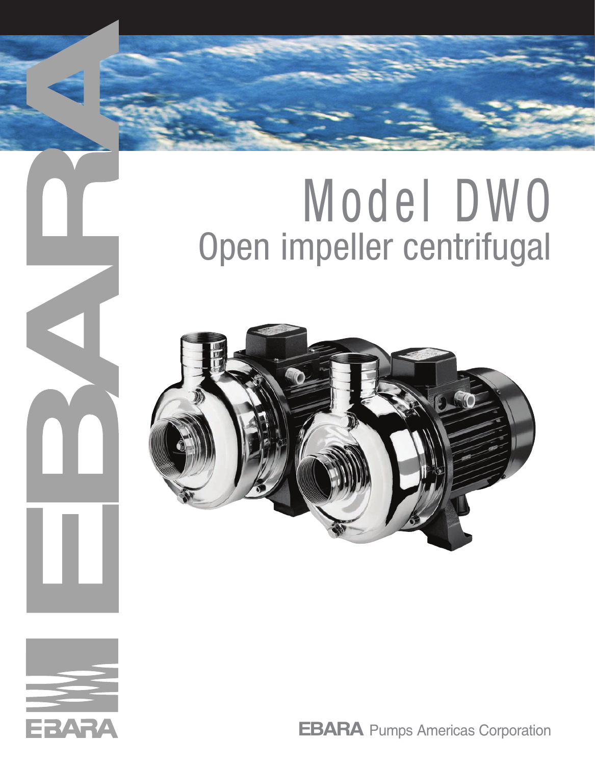# Model DWO

## Open impeller centrifugal

EBARA

**EBARA** Pumps Americas Corporation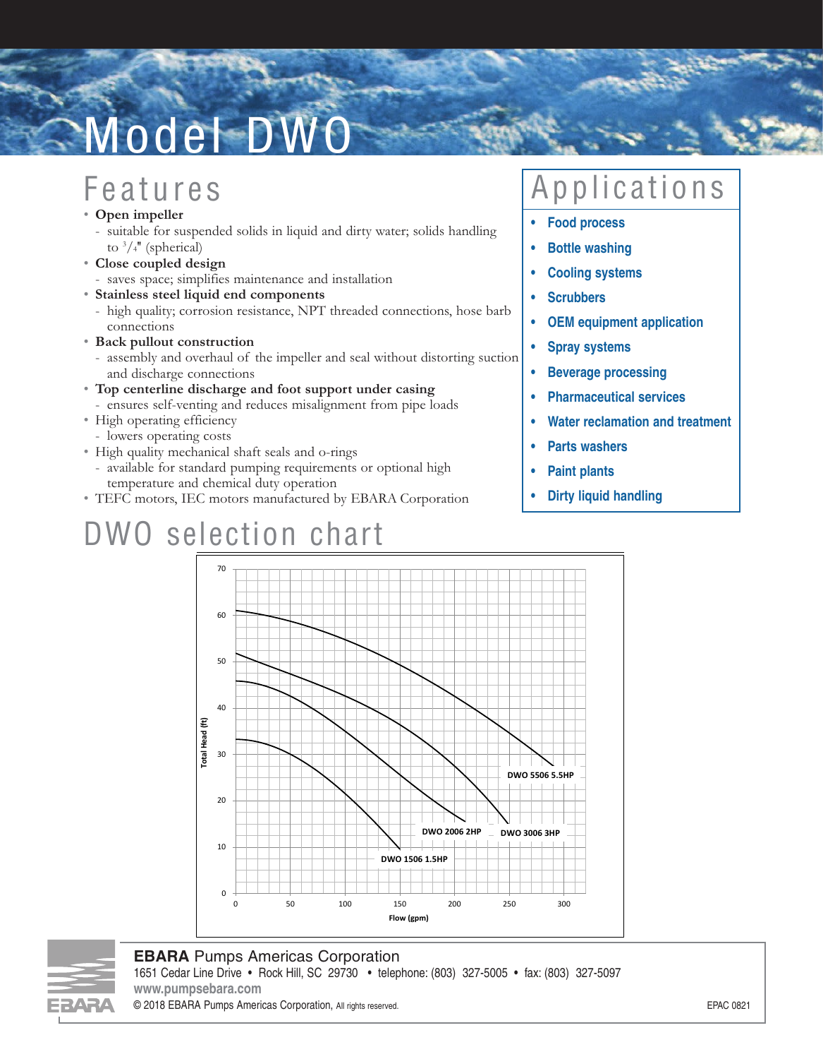# Model DWO

## Features

- **Open impeller**
  - suitable for suspended solids in liquid and dirty water; solids handling to 3/4" (spherical)
- **Close coupled design**
  - saves space; simplifies maintenance and installation
- **Stainless steel liquid end components**
  - high quality; corrosion resistance, NPT threaded connections, hose barb connections
- **Back pullout construction**
  - assembly and overhaul of the impeller and seal without distorting suction and discharge connections
- **Top centerline discharge and foot support under casing**
  - ensures self-venting and reduces misalignment from pipe loads
- High operating efficiency
  - lowers operating costs
- High quality mechanical shaft seals and o-rings
  - available for standard pumping requirements or optional high temperature and chemical duty operation
- TEFC motors, IEC motors manufactured by EBARA Corporation

## Applications

- **Food process**
- **Bottle washing**
- **Cooling systems**
- **Scrubbers**
- **OEM equipment application**
- **Spray systems**
- **Beverage processing**
- **Pharmaceutical services**
- **Water reclamation and treatment**
- **Parts washers**
- **Paint plants**
- **Dirty liquid handling**

## DWO selection chart

Total Head (ft)

70
60
50
40
30
20
10
0

0
50
100
150
200
250
300

Flow (gpm)

DWO 5506 5.5HP
DWO 2006 2HP
DWO 3006 3HP
DWO 1506 1.5HP

**EBARA** Pumps Americas Corporation
1651 Cedar Line Drive • Rock Hill, SC 29730 • telephone: (803) 327-5005 • fax: (803) 327-5097
www.pumpsebara.com
© 2018 EBARA Pumps Americas Corporation, All rights reserved.

EPAC 0821